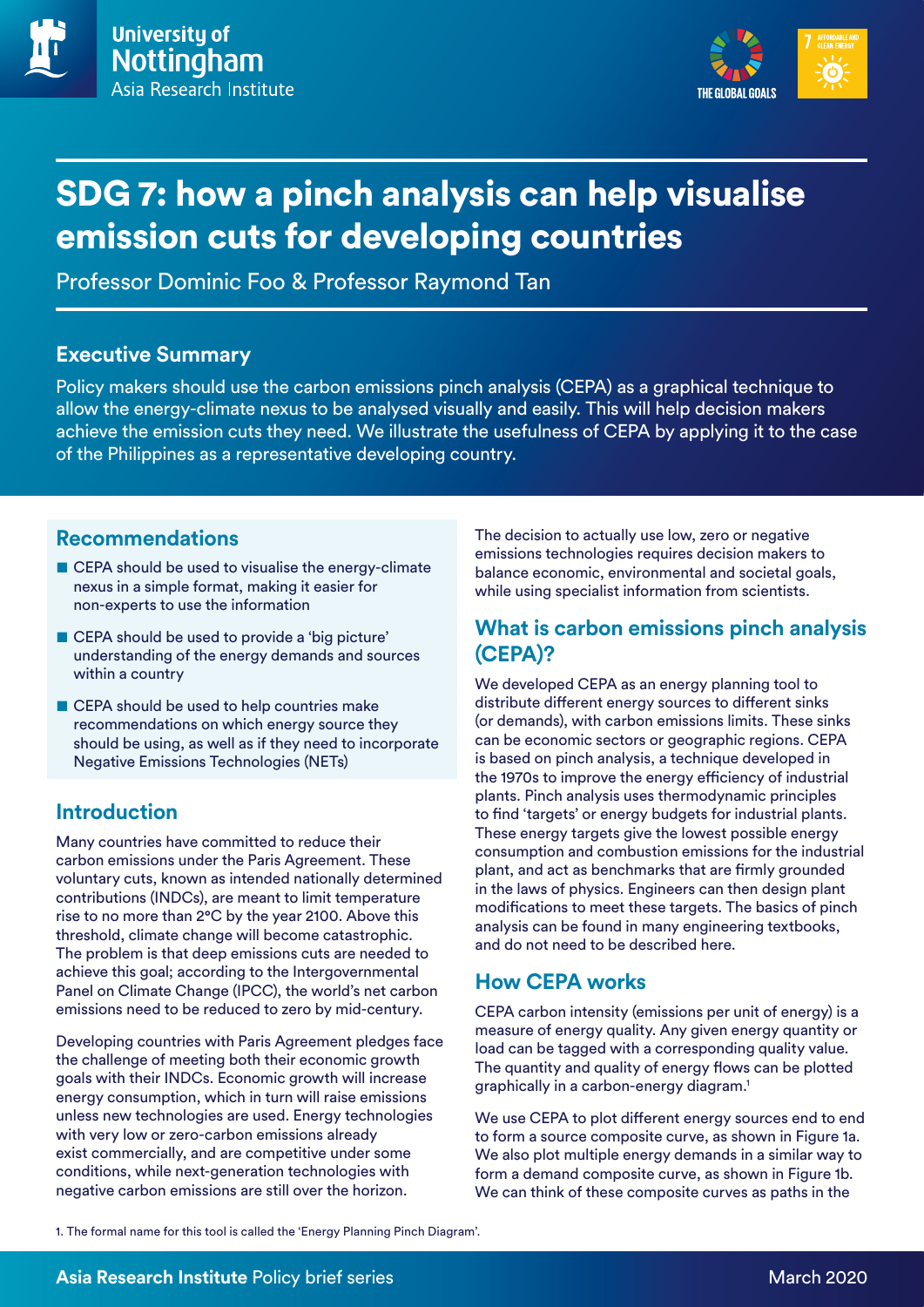University of Nottingham
Asia Research Institute

# SDG 7: how a pinch analysis can help visualise emission cuts for developing countries

Professor Dominic Foo & Professor Raymond Tan

## Executive Summary

Policy makers should use the carbon emissions pinch analysis (CEPA) as a graphical technique to allow the energy-climate nexus to be analysed visually and easily. This will help decision makers achieve the emission cuts they need. We illustrate the usefulness of CEPA by applying it to the case of the Philippines as a representative developing country.

## Recommendations

- CEPA should be used to visualise the energy-climate nexus in a simple format, making it easier for non-experts to use the information
- CEPA should be used to provide a 'big picture' understanding of the energy demands and sources within a country
- CEPA should be used to help countries make recommendations on which energy source they should be using, as well as if they need to incorporate Negative Emissions Technologies (NETs)

## Introduction

Many countries have committed to reduce their carbon emissions under the Paris Agreement. These voluntary cuts, known as intended nationally determined contributions (INDCs), are meant to limit temperature rise to no more than 2°C by the year 2100. Above this threshold, climate change will become catastrophic. The problem is that deep emissions cuts are needed to achieve this goal; according to the Intergovernmental Panel on Climate Change (IPCC), the world's net carbon emissions need to be reduced to zero by mid-century.

Developing countries with Paris Agreement pledges face the challenge of meeting both their economic growth goals with their INDCs. Economic growth will increase energy consumption, which in turn will raise emissions unless new technologies are used. Energy technologies with very low or zero-carbon emissions already exist commercially, and are competitive under some conditions, while next-generation technologies with negative carbon emissions are still over the horizon.

The decision to actually use low, zero or negative emissions technologies requires decision makers to balance economic, environmental and societal goals, while using specialist information from scientists.

## What is carbon emissions pinch analysis (CEPA)?

We developed CEPA as an energy planning tool to distribute different energy sources to different sinks (or demands), with carbon emissions limits. These sinks can be economic sectors or geographic regions. CEPA is based on pinch analysis, a technique developed in the 1970s to improve the energy efficiency of industrial plants. Pinch analysis uses thermodynamic principles to find 'targets' or energy budgets for industrial plants. These energy targets give the lowest possible energy consumption and combustion emissions for the industrial plant, and act as benchmarks that are firmly grounded in the laws of physics. Engineers can then design plant modifications to meet these targets. The basics of pinch analysis can be found in many engineering textbooks, and do not need to be described here.

## How CEPA works

CEPA carbon intensity (emissions per unit of energy) is a measure of energy quality. Any given energy quantity or load can be tagged with a corresponding quality value. The quantity and quality of energy flows can be plotted graphically in a carbon-energy diagram.[1]

We use CEPA to plot different energy sources end to end to form a source composite curve, as shown in Figure 1a. We also plot multiple energy demands in a similar way to form a demand composite curve, as shown in Figure 1b. We can think of these composite curves as paths in the

1. The formal name for this tool is called the 'Energy Planning Pinch Diagram'.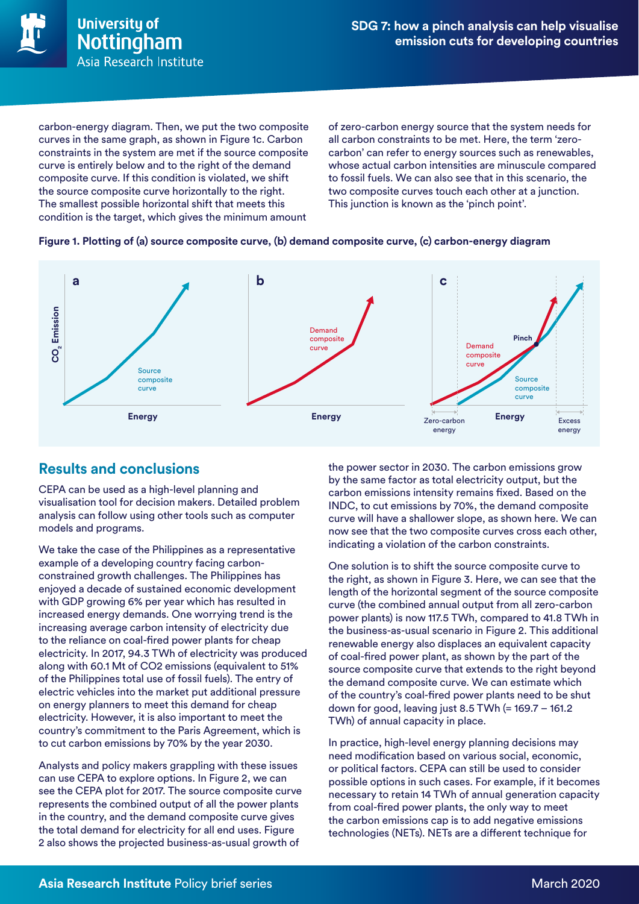carbon-energy diagram. Then, we put the two composite curves in the same graph, as shown in Figure 1c. Carbon constraints in the system are met if the source composite curve is entirely below and to the right of the demand composite curve. If this condition is violated, we shift the source composite curve horizontally to the right. The smallest possible horizontal shift that meets this condition is the target, which gives the minimum amount of zero-carbon energy source that the system needs for all carbon constraints to be met. Here, the term 'zero-carbon' can refer to energy sources such as renewables, whose actual carbon intensities are minuscule compared to fossil fuels. We can also see that in this scenario, the two composite curves touch each other at a junction. This junction is known as the 'pinch point'.

**Figure 1. Plotting of (a) source composite curve, (b) demand composite curve, (c) carbon-energy diagram**

## Results and conclusions

CEPA can be used as a high-level planning and visualisation tool for decision makers. Detailed problem analysis can follow using other tools such as computer models and programs.

We take the case of the Philippines as a representative example of a developing country facing carbon-constrained growth challenges. The Philippines has enjoyed a decade of sustained economic development with GDP growing 6% per year which has resulted in increased energy demands. One worrying trend is the increasing average carbon intensity of electricity due to the reliance on coal-fired power plants for cheap electricity. In 2017, 94.3 TWh of electricity was produced along with 60.1 Mt of CO2 emissions (equivalent to 51% of the Philippines total use of fossil fuels). The entry of electric vehicles into the market put additional pressure on energy planners to meet this demand for cheap electricity. However, it is also important to meet the country's commitment to the Paris Agreement, which is to cut carbon emissions by 70% by the year 2030.

Analysts and policy makers grappling with these issues can use CEPA to explore options. In Figure 2, we can see the CEPA plot for 2017. The source composite curve represents the combined output of all the power plants in the country, and the demand composite curve gives the total demand for electricity for all end uses. Figure 2 also shows the projected business-as-usual growth of the power sector in 2030. The carbon emissions grow by the same factor as total electricity output, but the carbon emissions intensity remains fixed. Based on the INDC, to cut emissions by 70%, the demand composite curve will have a shallower slope, as shown here. We can now see that the two composite curves cross each other, indicating a violation of the carbon constraints.

One solution is to shift the source composite curve to the right, as shown in Figure 3. Here, we can see that the length of the horizontal segment of the source composite curve (the combined annual output from all zero-carbon power plants) is now 117.5 TWh, compared to 41.8 TWh in the business-as-usual scenario in Figure 2. This additional renewable energy also displaces an equivalent capacity of coal-fired power plant, as shown by the part of the source composite curve that extends to the right beyond the demand composite curve. We can estimate which of the country's coal-fired power plants need to be shut down for good, leaving just 8.5 TWh (= 169.7 – 161.2 TWh) of annual capacity in place.

In practice, high-level energy planning decisions may need modification based on various social, economic, or political factors. CEPA can still be used to consider possible options in such cases. For example, if it becomes necessary to retain 14 TWh of annual generation capacity from coal-fired power plants, the only way to meet the carbon emissions cap is to add negative emissions technologies (NETs). NETs are a different technique for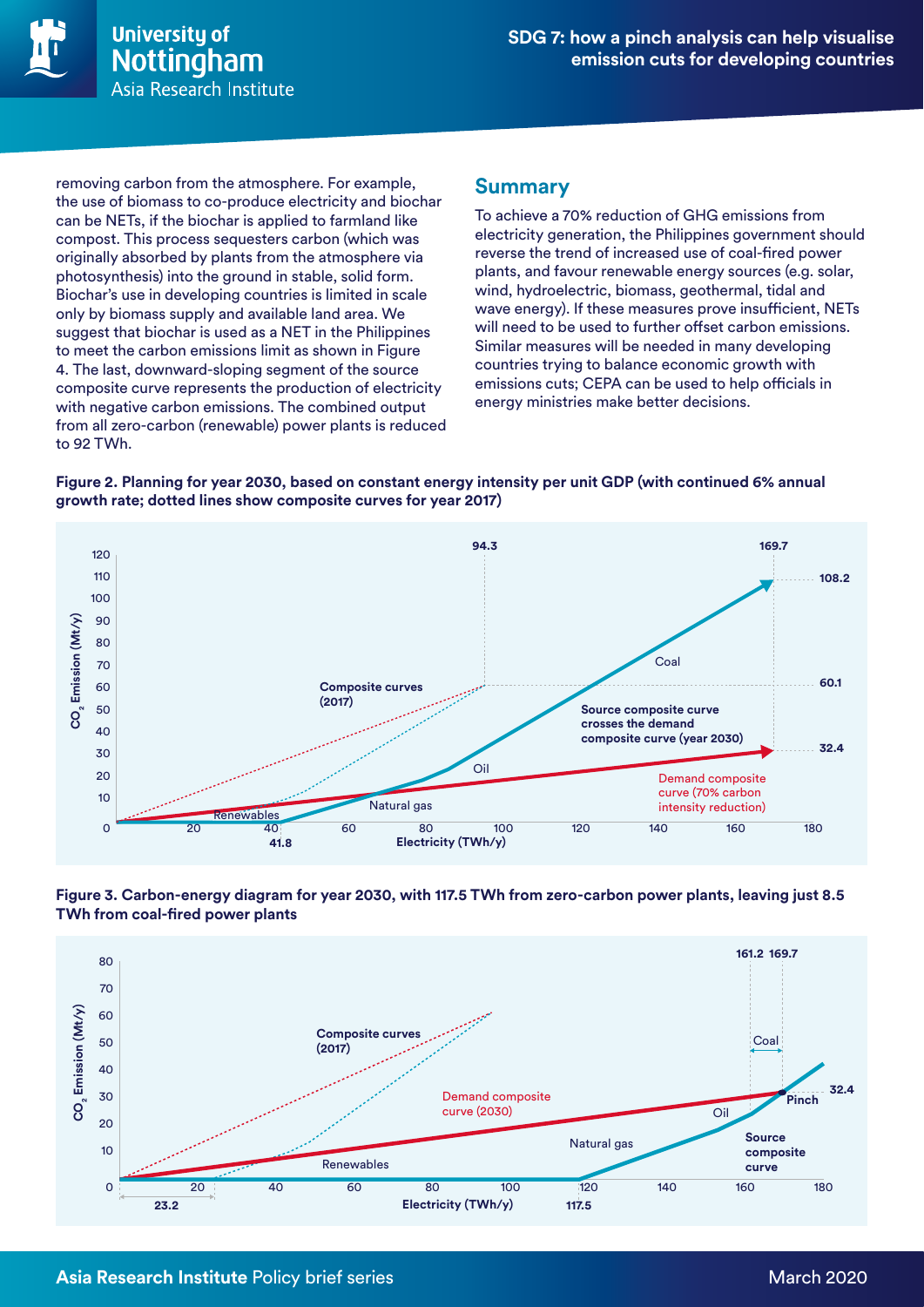removing carbon from the atmosphere. For example, the use of biomass to co-produce electricity and biochar can be NETs, if the biochar is applied to farmland like compost. This process sequesters carbon (which was originally absorbed by plants from the atmosphere via photosynthesis) into the ground in stable, solid form. Biochar's use in developing countries is limited in scale only by biomass supply and available land area. We suggest that biochar is used as a NET in the Philippines to meet the carbon emissions limit as shown in Figure 4. The last, downward-sloping segment of the source composite curve represents the production of electricity with negative carbon emissions. The combined output from all zero-carbon (renewable) power plants is reduced to 92 TWh.

## Summary

To achieve a 70% reduction of GHG emissions from electricity generation, the Philippines government should reverse the trend of increased use of coal-fired power plants, and favour renewable energy sources (e.g. solar, wind, hydroelectric, biomass, geothermal, tidal and wave energy). If these measures prove insufficient, NETs will need to be used to further offset carbon emissions. Similar measures will be needed in many developing countries trying to balance economic growth with emissions cuts; CEPA can be used to help officials in energy ministries make better decisions.

**Figure 2. Planning for year 2030, based on constant energy intensity per unit GDP (with continued 6% annual growth rate; dotted lines show composite curves for year 2017)**

**Figure 3. Carbon-energy diagram for year 2030, with 117.5 TWh from zero-carbon power plants, leaving just 8.5 TWh from coal-fired power plants**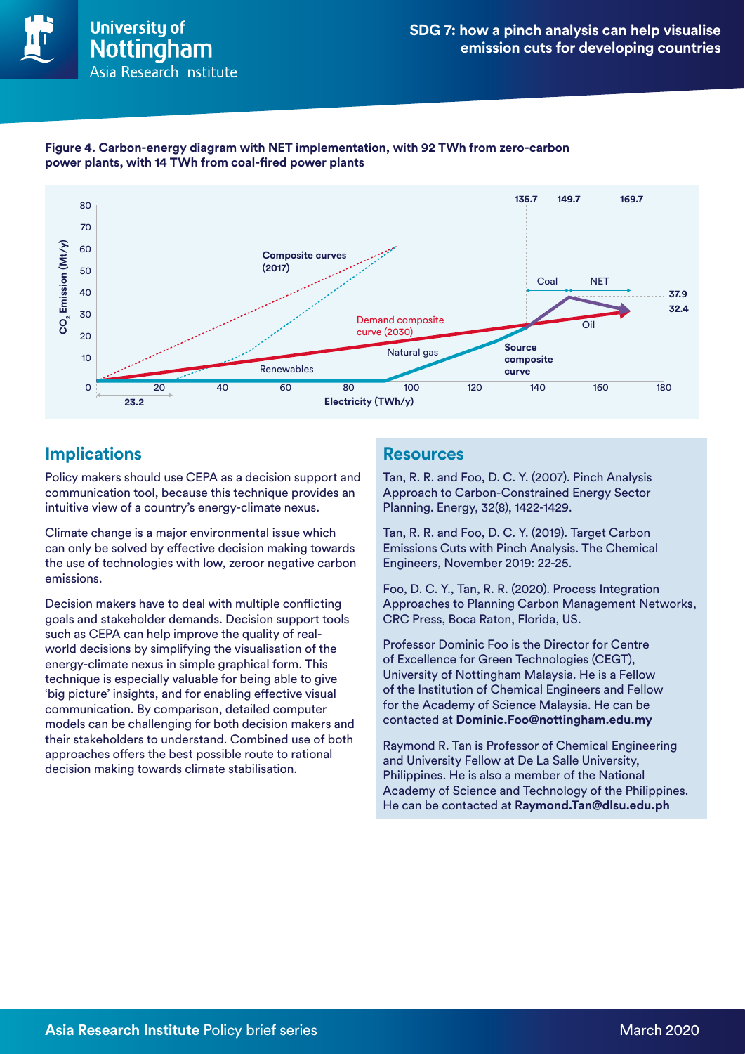**Figure 4. Carbon-energy diagram with NET implementation, with 92 TWh from zero-carbon power plants, with 14 TWh from coal-fired power plants**

$CO_2$ Emission (Mt/y)

80
70
60
50
40
30
20
10
0

Electricity (TWh/y)

20 40 60 80 100 120 140 160 180

23.2

135.7 149.7 169.7

37.9
32.4

Composite curves (2017)

Demand composite curve (2030)

Renewables

Natural gas

Source composite curve

Coal

NET

Oil

## Implications

Policy makers should use CEPA as a decision support and communication tool, because this technique provides an intuitive view of a country's energy-climate nexus.

Climate change is a major environmental issue which can only be solved by effective decision making towards the use of technologies with low, zeroor negative carbon emissions.

Decision makers have to deal with multiple conflicting goals and stakeholder demands. Decision support tools such as CEPA can help improve the quality of real-world decisions by simplifying the visualisation of the energy-climate nexus in simple graphical form. This technique is especially valuable for being able to give 'big picture' insights, and for enabling effective visual communication. By comparison, detailed computer models can be challenging for both decision makers and their stakeholders to understand. Combined use of both approaches offers the best possible route to rational decision making towards climate stabilisation.

## Resources

Tan, R. R. and Foo, D. C. Y. (2007). Pinch Analysis Approach to Carbon-Constrained Energy Sector Planning. Energy, 32(8), 1422-1429.

Tan, R. R. and Foo, D. C. Y. (2019). Target Carbon Emissions Cuts with Pinch Analysis. The Chemical Engineers, November 2019: 22-25.

Foo, D. C. Y., Tan, R. R. (2020). Process Integration Approaches to Planning Carbon Management Networks, CRC Press, Boca Raton, Florida, US.

Professor Dominic Foo is the Director for Centre of Excellence for Green Technologies (CEGT), University of Nottingham Malaysia. He is a Fellow of the Institution of Chemical Engineers and Fellow for the Academy of Science Malaysia. He can be contacted at **Dominic.Foo@nottingham.edu.my**

Raymond R. Tan is Professor of Chemical Engineering and University Fellow at De La Salle University, Philippines. He is also a member of the National Academy of Science and Technology of the Philippines. He can be contacted at **Raymond.Tan@dlsu.edu.ph**